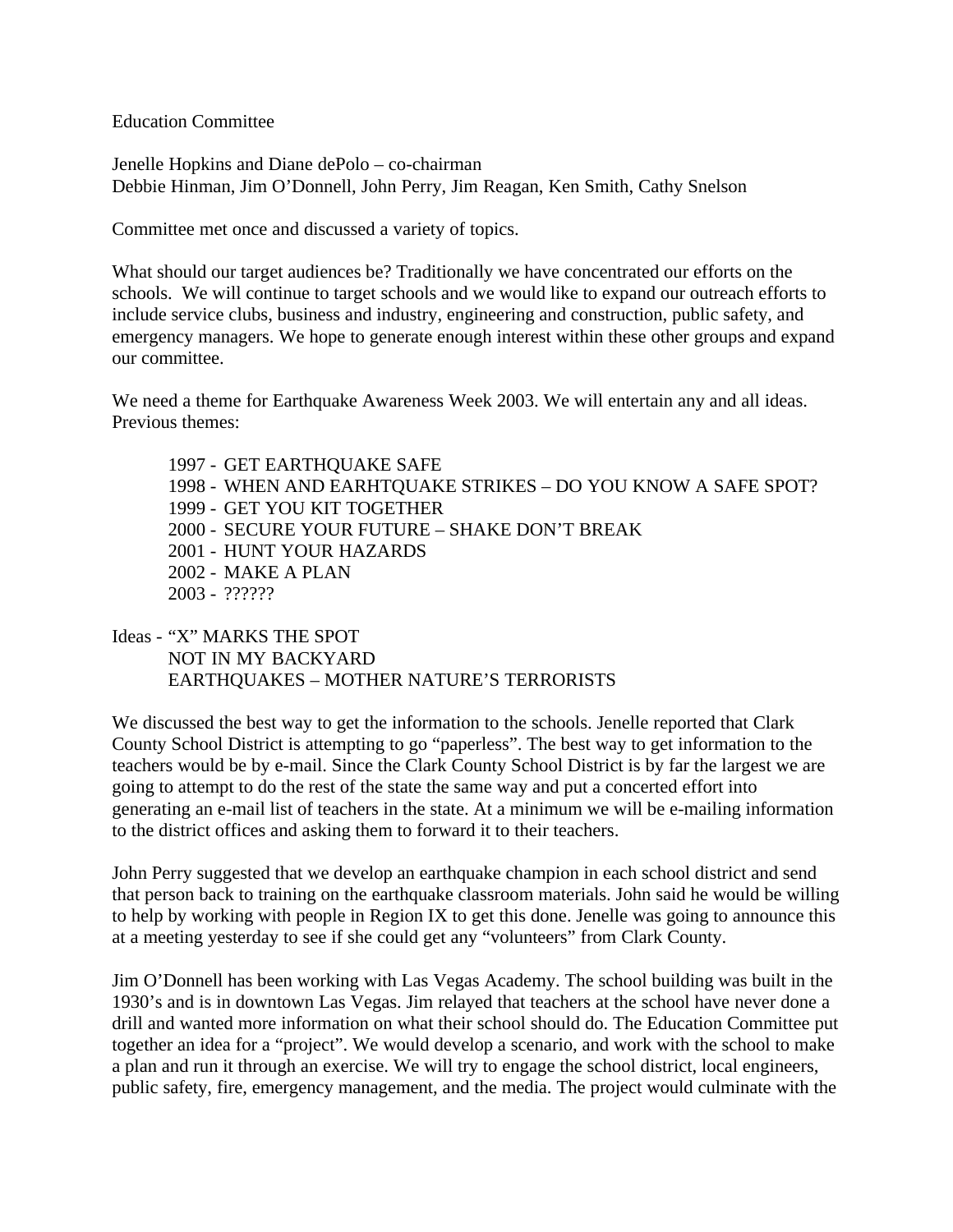Education Committee

Jenelle Hopkins and Diane dePolo – co-chairman
Debbie Hinman, Jim O'Donnell, John Perry, Jim Reagan, Ken Smith, Cathy Snelson

Committee met once and discussed a variety of topics.

What should our target audiences be? Traditionally we have concentrated our efforts on the schools. We will continue to target schools and we would like to expand our outreach efforts to include service clubs, business and industry, engineering and construction, public safety, and emergency managers. We hope to generate enough interest within these other groups and expand our committee.

We need a theme for Earthquake Awareness Week 2003. We will entertain any and all ideas. Previous themes:

1997 - GET EARTHQUAKE SAFE
1998 - WHEN AND EARHTQUAKE STRIKES – DO YOU KNOW A SAFE SPOT?
1999 - GET YOU KIT TOGETHER
2000 - SECURE YOUR FUTURE – SHAKE DON'T BREAK
2001 - HUNT YOUR HAZARDS
2002 - MAKE A PLAN
2003 - ??????

Ideas - "X" MARKS THE SPOT
NOT IN MY BACKYARD
EARTHQUAKES – MOTHER NATURE'S TERRORISTS

We discussed the best way to get the information to the schools. Jenelle reported that Clark County School District is attempting to go "paperless". The best way to get information to the teachers would be by e-mail. Since the Clark County School District is by far the largest we are going to attempt to do the rest of the state the same way and put a concerted effort into generating an e-mail list of teachers in the state. At a minimum we will be e-mailing information to the district offices and asking them to forward it to their teachers.

John Perry suggested that we develop an earthquake champion in each school district and send that person back to training on the earthquake classroom materials. John said he would be willing to help by working with people in Region IX to get this done. Jenelle was going to announce this at a meeting yesterday to see if she could get any "volunteers" from Clark County.

Jim O'Donnell has been working with Las Vegas Academy. The school building was built in the 1930's and is in downtown Las Vegas. Jim relayed that teachers at the school have never done a drill and wanted more information on what their school should do. The Education Committee put together an idea for a "project". We would develop a scenario, and work with the school to make a plan and run it through an exercise. We will try to engage the school district, local engineers, public safety, fire, emergency management, and the media. The project would culminate with the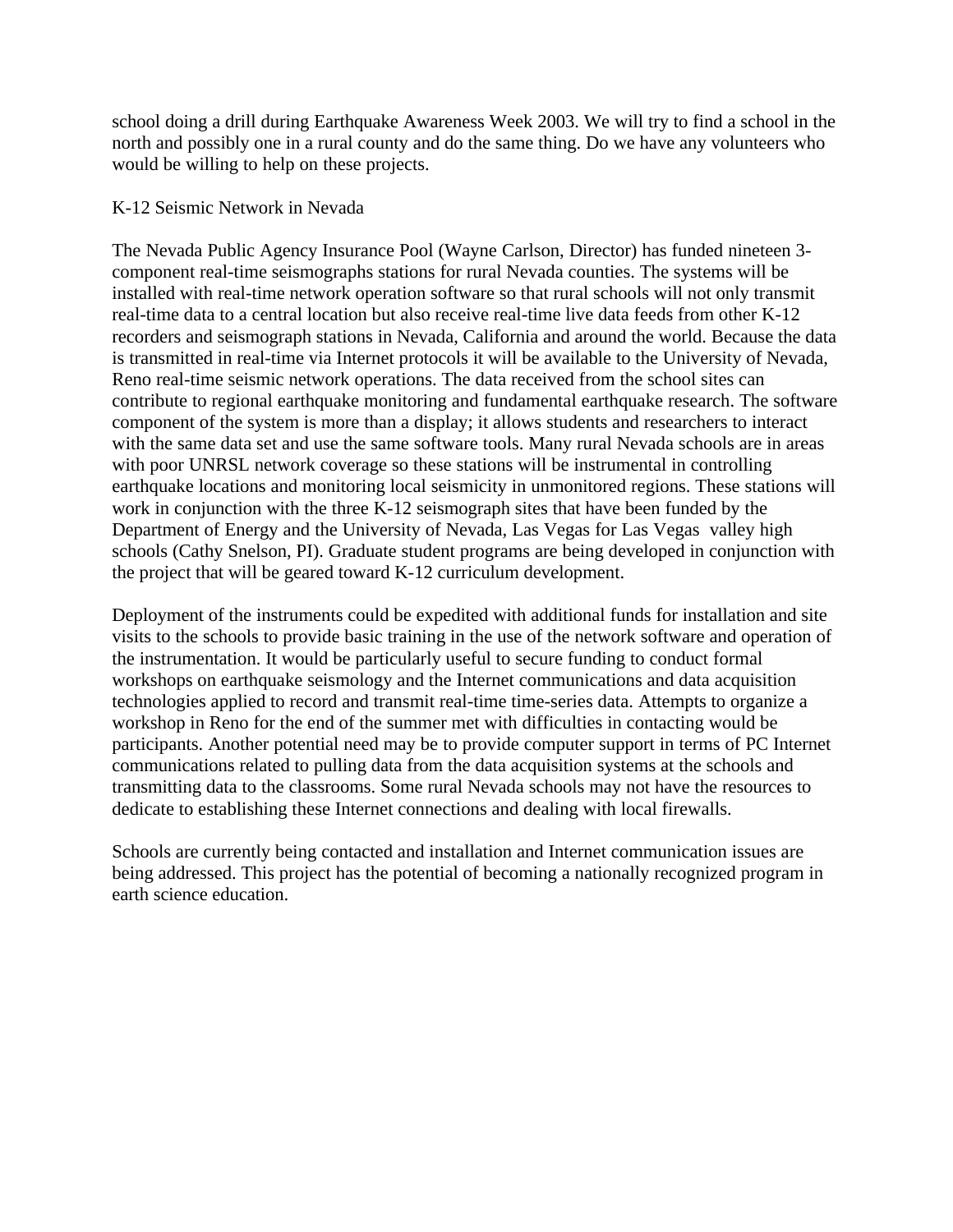school doing a drill during Earthquake Awareness Week 2003. We will try to find a school in the north and possibly one in a rural county and do the same thing. Do we have any volunteers who would be willing to help on these projects.

## K-12 Seismic Network in Nevada

The Nevada Public Agency Insurance Pool (Wayne Carlson, Director) has funded nineteen 3-component real-time seismographs stations for rural Nevada counties. The systems will be installed with real-time network operation software so that rural schools will not only transmit real-time data to a central location but also receive real-time live data feeds from other K-12 recorders and seismograph stations in Nevada, California and around the world. Because the data is transmitted in real-time via Internet protocols it will be available to the University of Nevada, Reno real-time seismic network operations. The data received from the school sites can contribute to regional earthquake monitoring and fundamental earthquake research. The software component of the system is more than a display; it allows students and researchers to interact with the same data set and use the same software tools. Many rural Nevada schools are in areas with poor UNRSL network coverage so these stations will be instrumental in controlling earthquake locations and monitoring local seismicity in unmonitored regions. These stations will work in conjunction with the three K-12 seismograph sites that have been funded by the Department of Energy and the University of Nevada, Las Vegas for Las Vegas valley high schools (Cathy Snelson, PI). Graduate student programs are being developed in conjunction with the project that will be geared toward K-12 curriculum development.

Deployment of the instruments could be expedited with additional funds for installation and site visits to the schools to provide basic training in the use of the network software and operation of the instrumentation. It would be particularly useful to secure funding to conduct formal workshops on earthquake seismology and the Internet communications and data acquisition technologies applied to record and transmit real-time time-series data. Attempts to organize a workshop in Reno for the end of the summer met with difficulties in contacting would be participants. Another potential need may be to provide computer support in terms of PC Internet communications related to pulling data from the data acquisition systems at the schools and transmitting data to the classrooms. Some rural Nevada schools may not have the resources to dedicate to establishing these Internet connections and dealing with local firewalls.

Schools are currently being contacted and installation and Internet communication issues are being addressed. This project has the potential of becoming a nationally recognized program in earth science education.